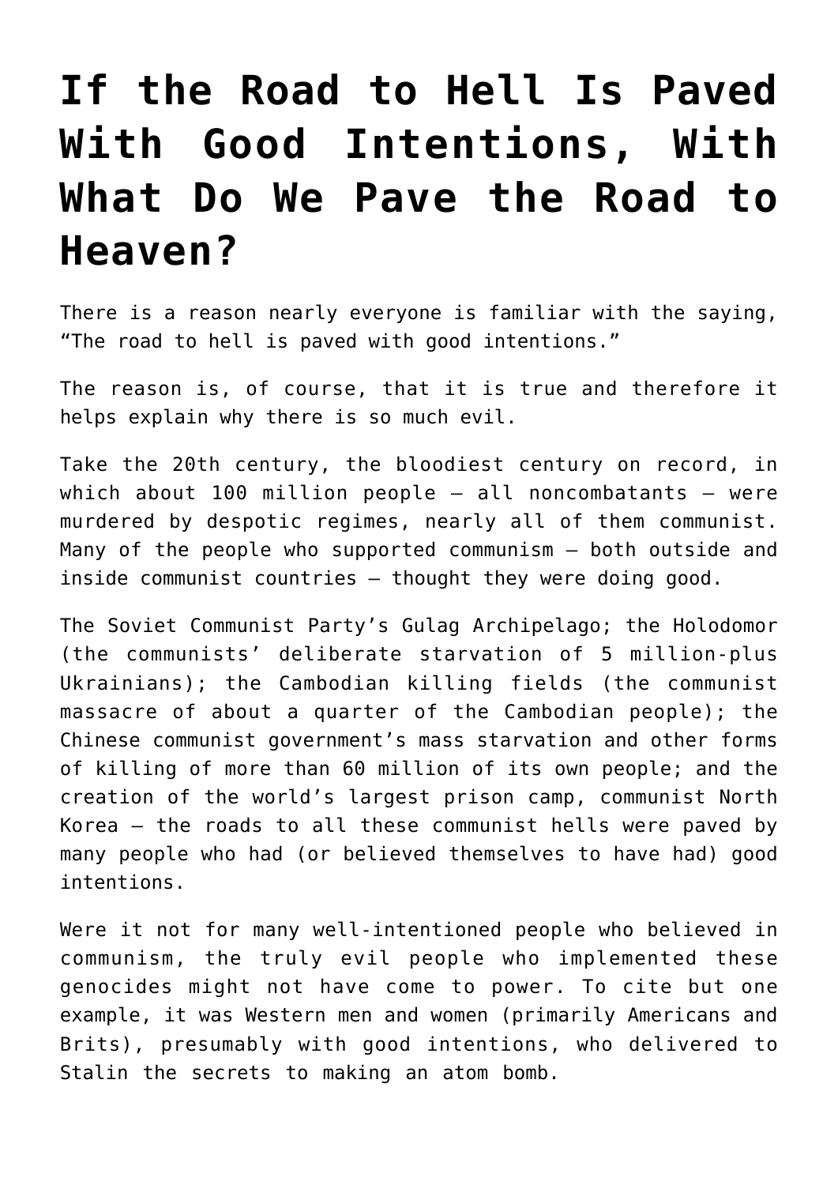# If the Road to Hell Is Paved With Good Intentions, With What Do We Pave the Road to Heaven?

There is a reason nearly everyone is familiar with the saying, "The road to hell is paved with good intentions."

The reason is, of course, that it is true and therefore it helps explain why there is so much evil.

Take the 20th century, the bloodiest century on record, in which about 100 million people — all noncombatants — were murdered by despotic regimes, nearly all of them communist. Many of the people who supported communism — both outside and inside communist countries — thought they were doing good.

The Soviet Communist Party's Gulag Archipelago; the Holodomor (the communists' deliberate starvation of 5 million-plus Ukrainians); the Cambodian killing fields (the communist massacre of about a quarter of the Cambodian people); the Chinese communist government's mass starvation and other forms of killing of more than 60 million of its own people; and the creation of the world's largest prison camp, communist North Korea — the roads to all these communist hells were paved by many people who had (or believed themselves to have had) good intentions.

Were it not for many well-intentioned people who believed in communism, the truly evil people who implemented these genocides might not have come to power. To cite but one example, it was Western men and women (primarily Americans and Brits), presumably with good intentions, who delivered to Stalin the secrets to making an atom bomb.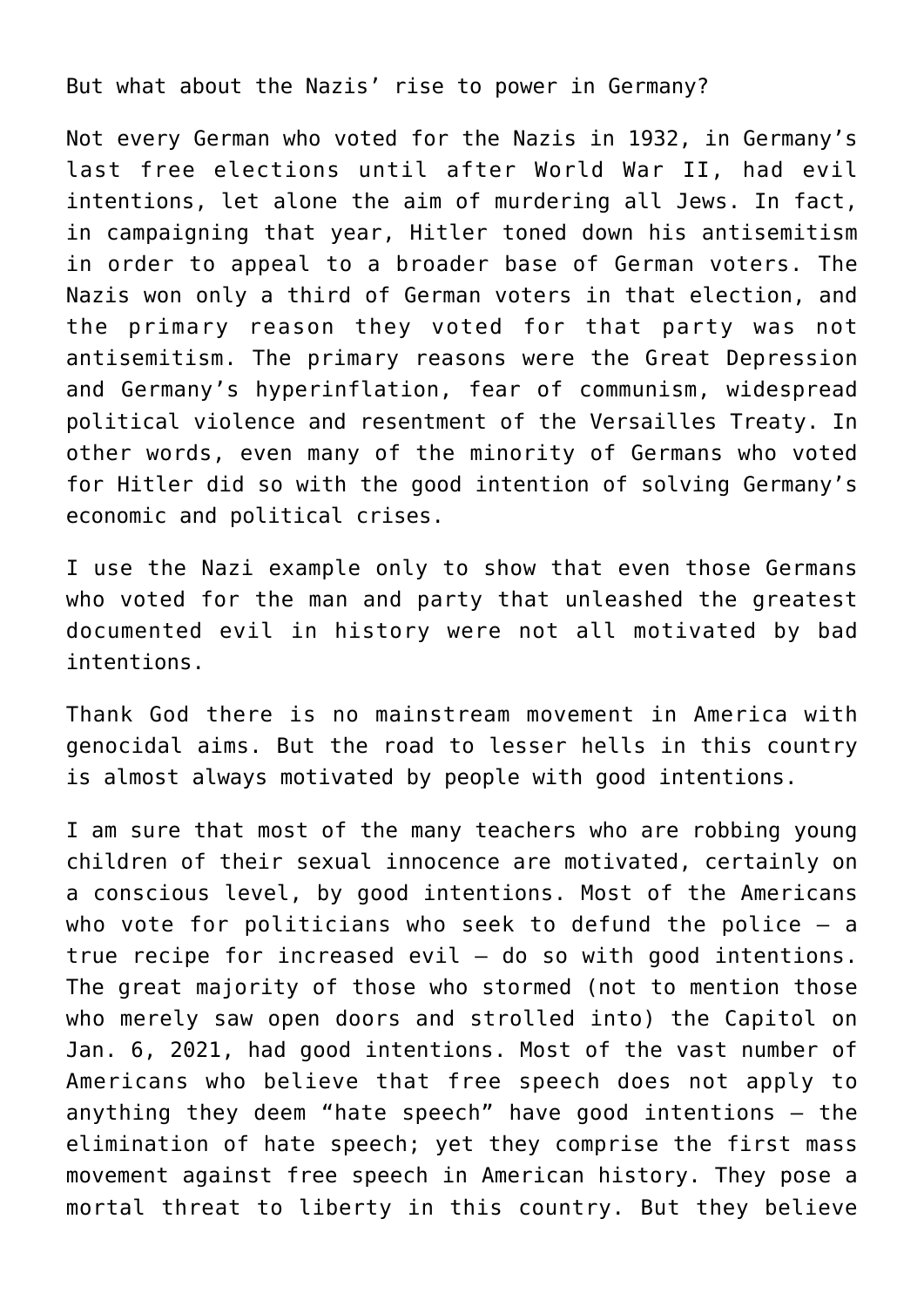But what about the Nazis' rise to power in Germany?

Not every German who voted for the Nazis in 1932, in Germany's last free elections until after World War II, had evil intentions, let alone the aim of murdering all Jews. In fact, in campaigning that year, Hitler toned down his antisemitism in order to appeal to a broader base of German voters. The Nazis won only a third of German voters in that election, and the primary reason they voted for that party was not antisemitism. The primary reasons were the Great Depression and Germany's hyperinflation, fear of communism, widespread political violence and resentment of the Versailles Treaty. In other words, even many of the minority of Germans who voted for Hitler did so with the good intention of solving Germany's economic and political crises.

I use the Nazi example only to show that even those Germans who voted for the man and party that unleashed the greatest documented evil in history were not all motivated by bad intentions.

Thank God there is no mainstream movement in America with genocidal aims. But the road to lesser hells in this country is almost always motivated by people with good intentions.

I am sure that most of the many teachers who are robbing young children of their sexual innocence are motivated, certainly on a conscious level, by good intentions. Most of the Americans who vote for politicians who seek to defund the police — a true recipe for increased evil — do so with good intentions. The great majority of those who stormed (not to mention those who merely saw open doors and strolled into) the Capitol on Jan. 6, 2021, had good intentions. Most of the vast number of Americans who believe that free speech does not apply to anything they deem "hate speech" have good intentions — the elimination of hate speech; yet they comprise the first mass movement against free speech in American history. They pose a mortal threat to liberty in this country. But they believe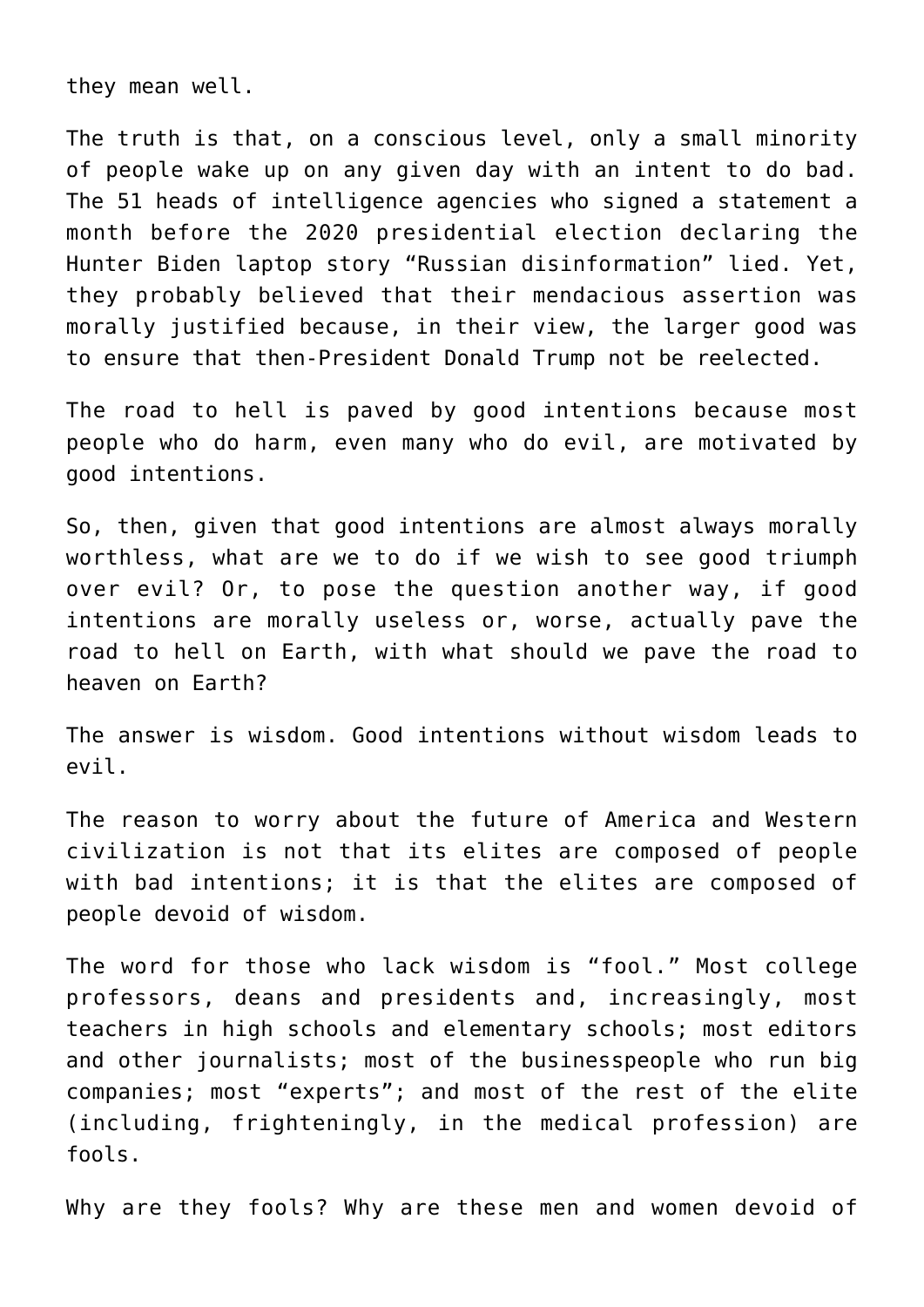they mean well.

The truth is that, on a conscious level, only a small minority of people wake up on any given day with an intent to do bad. The 51 heads of intelligence agencies who signed a statement a month before the 2020 presidential election declaring the Hunter Biden laptop story "Russian disinformation" lied. Yet, they probably believed that their mendacious assertion was morally justified because, in their view, the larger good was to ensure that then-President Donald Trump not be reelected.

The road to hell is paved by good intentions because most people who do harm, even many who do evil, are motivated by good intentions.

So, then, given that good intentions are almost always morally worthless, what are we to do if we wish to see good triumph over evil? Or, to pose the question another way, if good intentions are morally useless or, worse, actually pave the road to hell on Earth, with what should we pave the road to heaven on Earth?

The answer is wisdom. Good intentions without wisdom leads to evil.

The reason to worry about the future of America and Western civilization is not that its elites are composed of people with bad intentions; it is that the elites are composed of people devoid of wisdom.

The word for those who lack wisdom is "fool." Most college professors, deans and presidents and, increasingly, most teachers in high schools and elementary schools; most editors and other journalists; most of the businesspeople who run big companies; most "experts"; and most of the rest of the elite (including, frighteningly, in the medical profession) are fools.

Why are they fools? Why are these men and women devoid of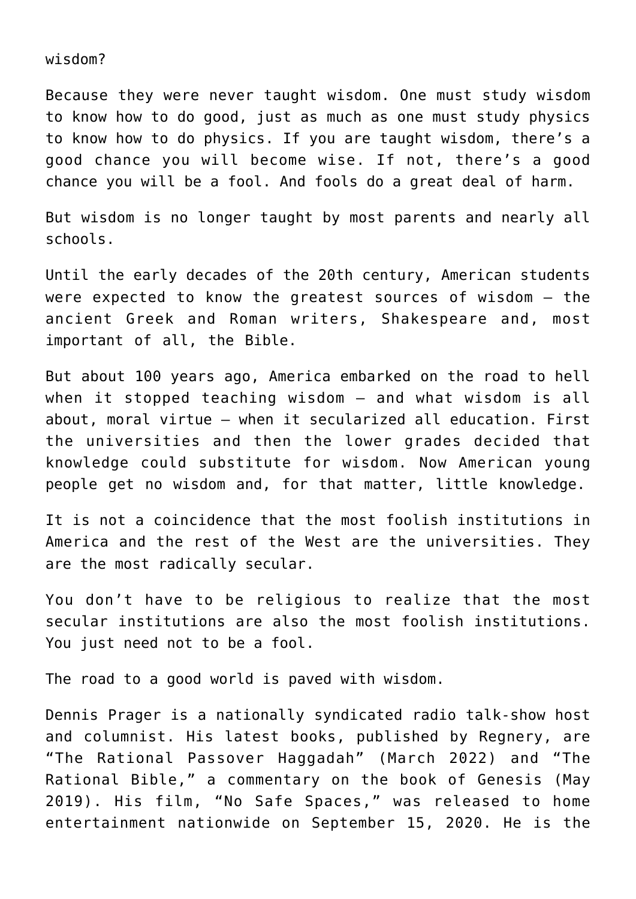wisdom?

Because they were never taught wisdom. One must study wisdom to know how to do good, just as much as one must study physics to know how to do physics. If you are taught wisdom, there's a good chance you will become wise. If not, there's a good chance you will be a fool. And fools do a great deal of harm.

But wisdom is no longer taught by most parents and nearly all schools.

Until the early decades of the 20th century, American students were expected to know the greatest sources of wisdom — the ancient Greek and Roman writers, Shakespeare and, most important of all, the Bible.

But about 100 years ago, America embarked on the road to hell when it stopped teaching wisdom — and what wisdom is all about, moral virtue — when it secularized all education. First the universities and then the lower grades decided that knowledge could substitute for wisdom. Now American young people get no wisdom and, for that matter, little knowledge.

It is not a coincidence that the most foolish institutions in America and the rest of the West are the universities. They are the most radically secular.

You don't have to be religious to realize that the most secular institutions are also the most foolish institutions. You just need not to be a fool.

The road to a good world is paved with wisdom.

Dennis Prager is a nationally syndicated radio talk-show host and columnist. His latest books, published by Regnery, are "The Rational Passover Haggadah" (March 2022) and "The Rational Bible," a commentary on the book of Genesis (May 2019). His film, "No Safe Spaces," was released to home entertainment nationwide on September 15, 2020. He is the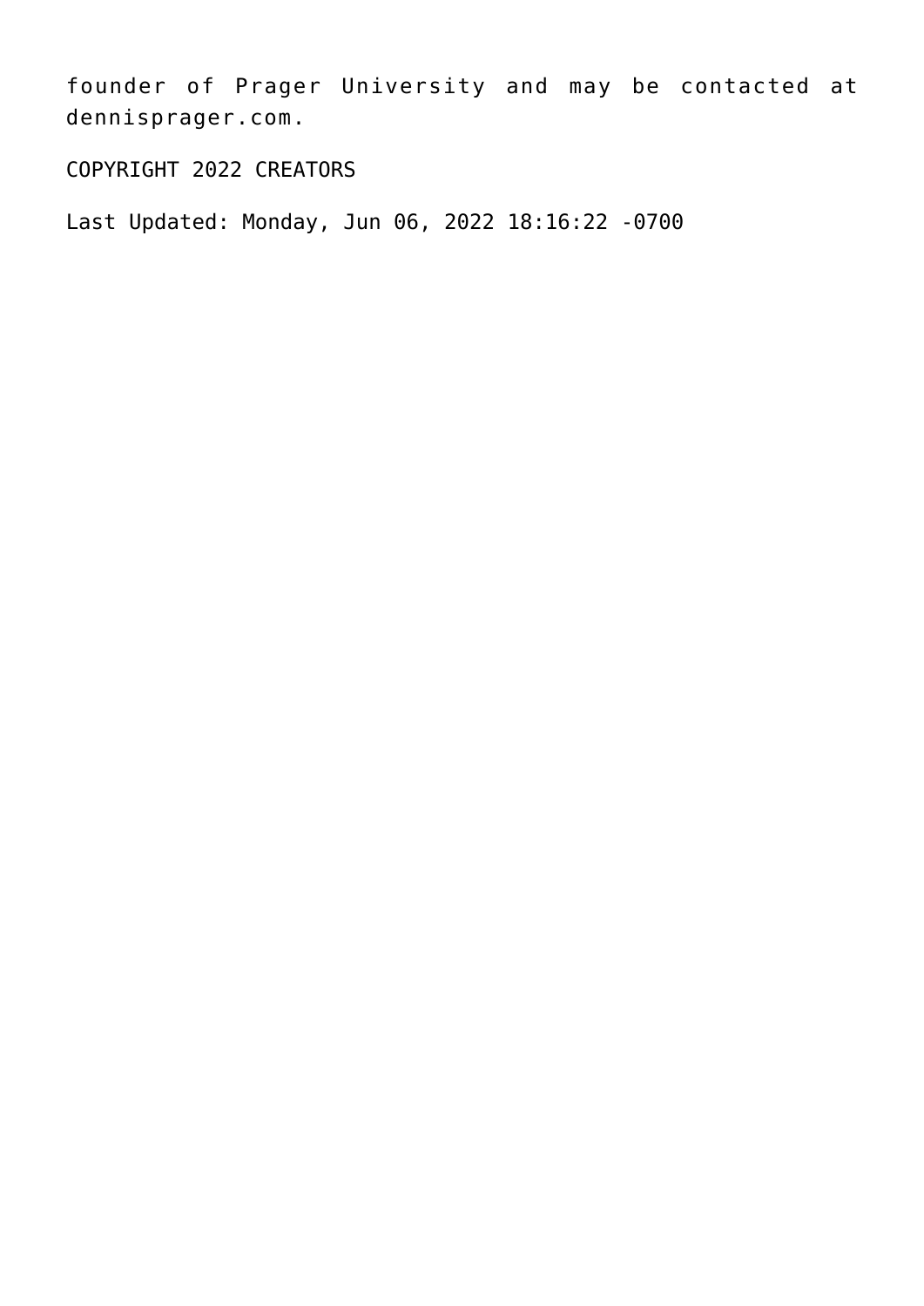founder of Prager University and may be contacted at dennisprager.com.

COPYRIGHT 2022 CREATORS

Last Updated: Monday, Jun 06, 2022 18:16:22 -0700